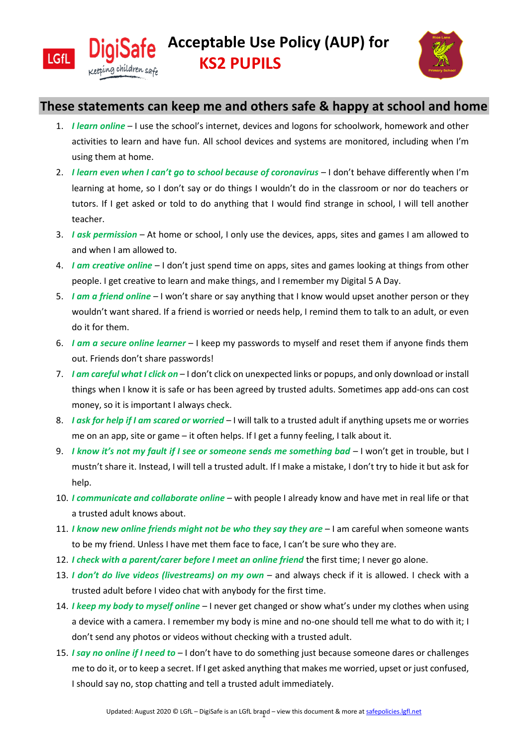# Acceptable Use Policy (AUP) for KS2 PUPILS

## These statements can keep me and others safe & happy at school and home

1. ***I learn online*** – I use the school's internet, devices and logons for schoolwork, homework and other activities to learn and have fun. All school devices and systems are monitored, including when I'm using them at home.
2. ***I learn even when I can't go to school because of coronavirus*** – I don't behave differently when I'm learning at home, so I don't say or do things I wouldn't do in the classroom or nor do teachers or tutors. If I get asked or told to do anything that I would find strange in school, I will tell another teacher.
3. ***I ask permission*** – At home or school, I only use the devices, apps, sites and games I am allowed to and when I am allowed to.
4. ***I am creative online*** – I don't just spend time on apps, sites and games looking at things from other people. I get creative to learn and make things, and I remember my Digital 5 A Day.
5. ***I am a friend online*** – I won't share or say anything that I know would upset another person or they wouldn't want shared. If a friend is worried or needs help, I remind them to talk to an adult, or even do it for them.
6. ***I am a secure online learner*** – I keep my passwords to myself and reset them if anyone finds them out. Friends don't share passwords!
7. ***I am careful what I click on*** – I don't click on unexpected links or popups, and only download or install things when I know it is safe or has been agreed by trusted adults. Sometimes app add-ons can cost money, so it is important I always check.
8. ***I ask for help if I am scared or worried*** – I will talk to a trusted adult if anything upsets me or worries me on an app, site or game – it often helps. If I get a funny feeling, I talk about it.
9. ***I know it's not my fault if I see or someone sends me something bad*** – I won't get in trouble, but I mustn't share it. Instead, I will tell a trusted adult. If I make a mistake, I don't try to hide it but ask for help.
10. ***I communicate and collaborate online*** – with people I already know and have met in real life or that a trusted adult knows about.
11. ***I know new online friends might not be who they say they are*** – I am careful when someone wants to be my friend. Unless I have met them face to face, I can't be sure who they are.
12. ***I check with a parent/carer before I meet an online friend*** the first time; I never go alone.
13. ***I don't do live videos (livestreams) on my own*** – and always check if it is allowed. I check with a trusted adult before I video chat with anybody for the first time.
14. ***I keep my body to myself online*** – I never get changed or show what's under my clothes when using a device with a camera. I remember my body is mine and no-one should tell me what to do with it; I don't send any photos or videos without checking with a trusted adult.
15. ***I say no online if I need to*** – I don't have to do something just because someone dares or challenges me to do it, or to keep a secret. If I get asked anything that makes me worried, upset or just confused, I should say no, stop chatting and tell a trusted adult immediately.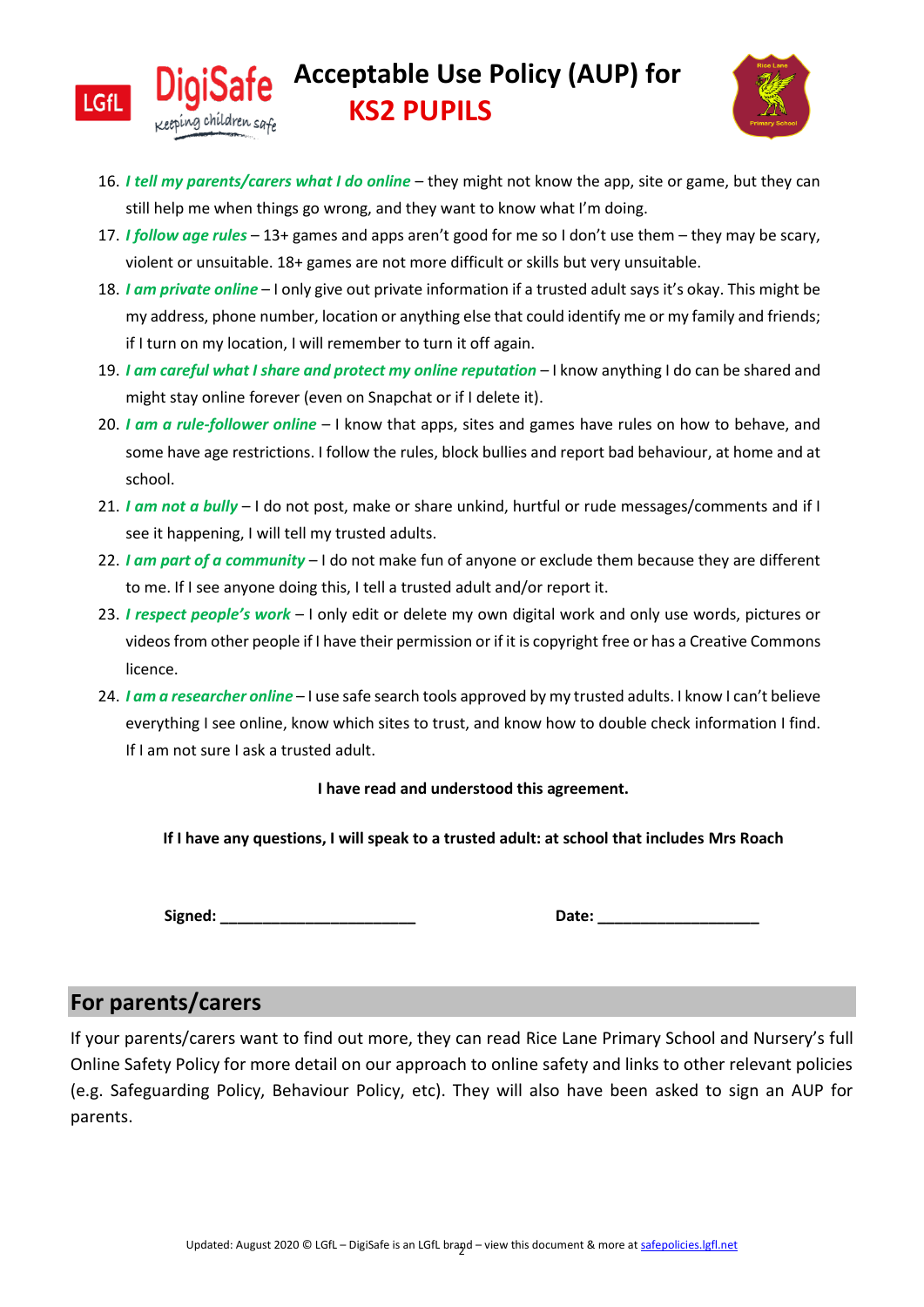16. ***I tell my parents/carers what I do online*** – they might not know the app, site or game, but they can still help me when things go wrong, and they want to know what I'm doing.
17. ***I follow age rules*** – 13+ games and apps aren't good for me so I don't use them – they may be scary, violent or unsuitable. 18+ games are not more difficult or skills but very unsuitable.
18. ***I am private online*** – I only give out private information if a trusted adult says it's okay. This might be my address, phone number, location or anything else that could identify me or my family and friends; if I turn on my location, I will remember to turn it off again.
19. ***I am careful what I share and protect my online reputation*** – I know anything I do can be shared and might stay online forever (even on Snapchat or if I delete it).
20. ***I am a rule-follower online*** – I know that apps, sites and games have rules on how to behave, and some have age restrictions. I follow the rules, block bullies and report bad behaviour, at home and at school.
21. ***I am not a bully*** – I do not post, make or share unkind, hurtful or rude messages/comments and if I see it happening, I will tell my trusted adults.
22. ***I am part of a community*** – I do not make fun of anyone or exclude them because they are different to me. If I see anyone doing this, I tell a trusted adult and/or report it.
23. ***I respect people's work*** – I only edit or delete my own digital work and only use words, pictures or videos from other people if I have their permission or if it is copyright free or has a Creative Commons licence.
24. ***I am a researcher online*** – I use safe search tools approved by my trusted adults. I know I can't believe everything I see online, know which sites to trust, and know how to double check information I find. If I am not sure I ask a trusted adult.

**I have read and understood this agreement.**

**If I have any questions, I will speak to a trusted adult: at school that includes Mrs Roach**

**Signed:** _______________________ **Date:** ___________________

## For parents/carers

If your parents/carers want to find out more, they can read Rice Lane Primary School and Nursery's full Online Safety Policy for more detail on our approach to online safety and links to other relevant policies (e.g. Safeguarding Policy, Behaviour Policy, etc). They will also have been asked to sign an AUP for parents.